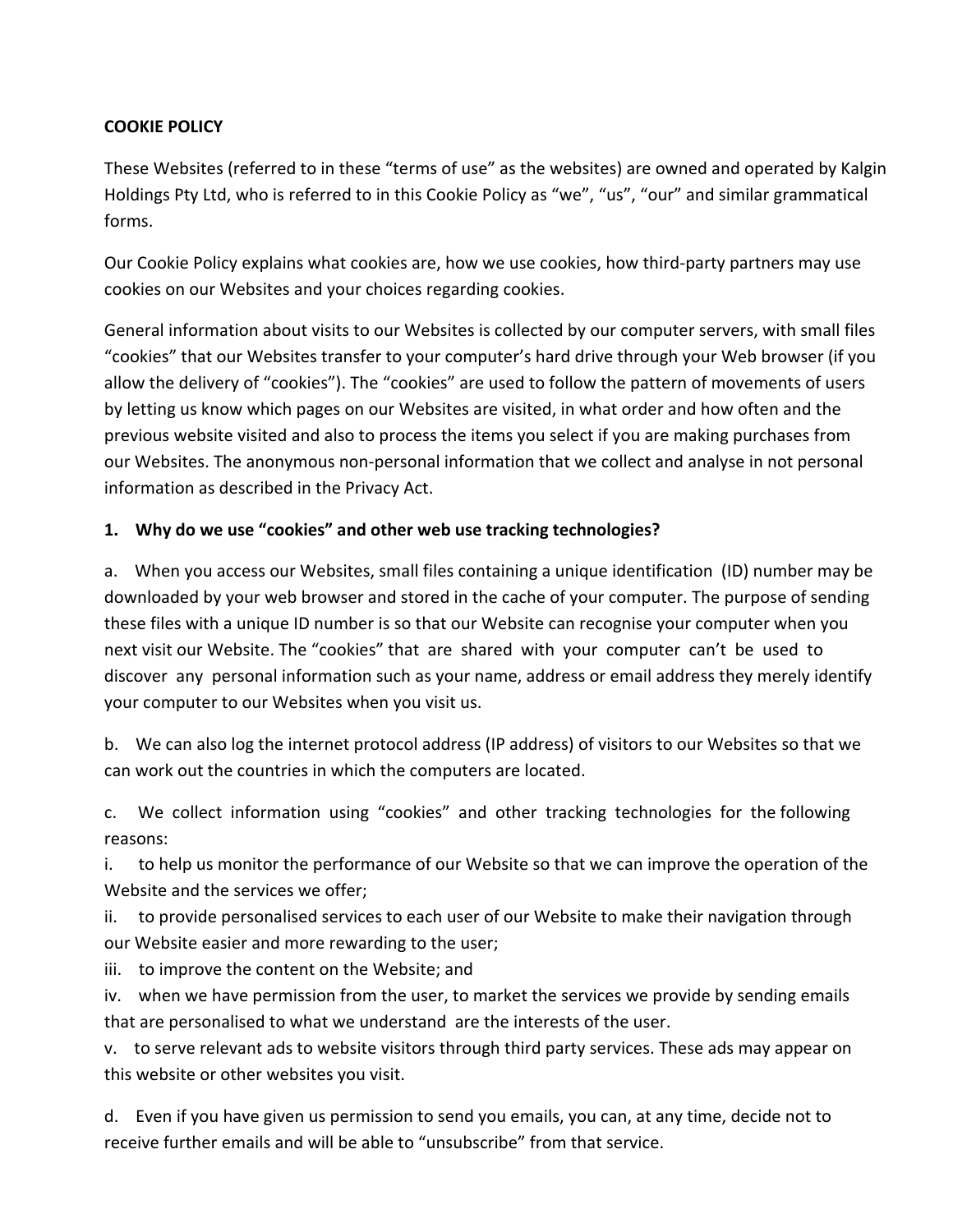**COOKIE POLICY**

These Websites (referred to in these "terms of use" as the websites) are owned and operated by Kalgin Holdings Pty Ltd, who is referred to in this Cookie Policy as "we", "us", "our" and similar grammatical forms.

Our Cookie Policy explains what cookies are, how we use cookies, how third-party partners may use cookies on our Websites and your choices regarding cookies.

General information about visits to our Websites is collected by our computer servers, with small files "cookies" that our Websites transfer to your computer's hard drive through your Web browser (if you allow the delivery of "cookies"). The "cookies" are used to follow the pattern of movements of users by letting us know which pages on our Websites are visited, in what order and how often and the previous website visited and also to process the items you select if you are making purchases from our Websites. The anonymous non-personal information that we collect and analyse in not personal information as described in the Privacy Act.

**1. Why do we use "cookies" and other web use tracking technologies?**

a. When you access our Websites, small files containing a unique identification (ID) number may be downloaded by your web browser and stored in the cache of your computer. The purpose of sending these files with a unique ID number is so that our Website can recognise your computer when you next visit our Website. The "cookies" that are shared with your computer can't be used to discover any personal information such as your name, address or email address they merely identify your computer to our Websites when you visit us.

b. We can also log the internet protocol address (IP address) of visitors to our Websites so that we can work out the countries in which the computers are located.

c. We collect information using "cookies" and other tracking technologies for the following reasons:

i. to help us monitor the performance of our Website so that we can improve the operation of the Website and the services we offer;

ii. to provide personalised services to each user of our Website to make their navigation through our Website easier and more rewarding to the user;

iii. to improve the content on the Website; and

iv. when we have permission from the user, to market the services we provide by sending emails that are personalised to what we understand are the interests of the user.

v. to serve relevant ads to website visitors through third party services. These ads may appear on this website or other websites you visit.

d. Even if you have given us permission to send you emails, you can, at any time, decide not to receive further emails and will be able to "unsubscribe" from that service.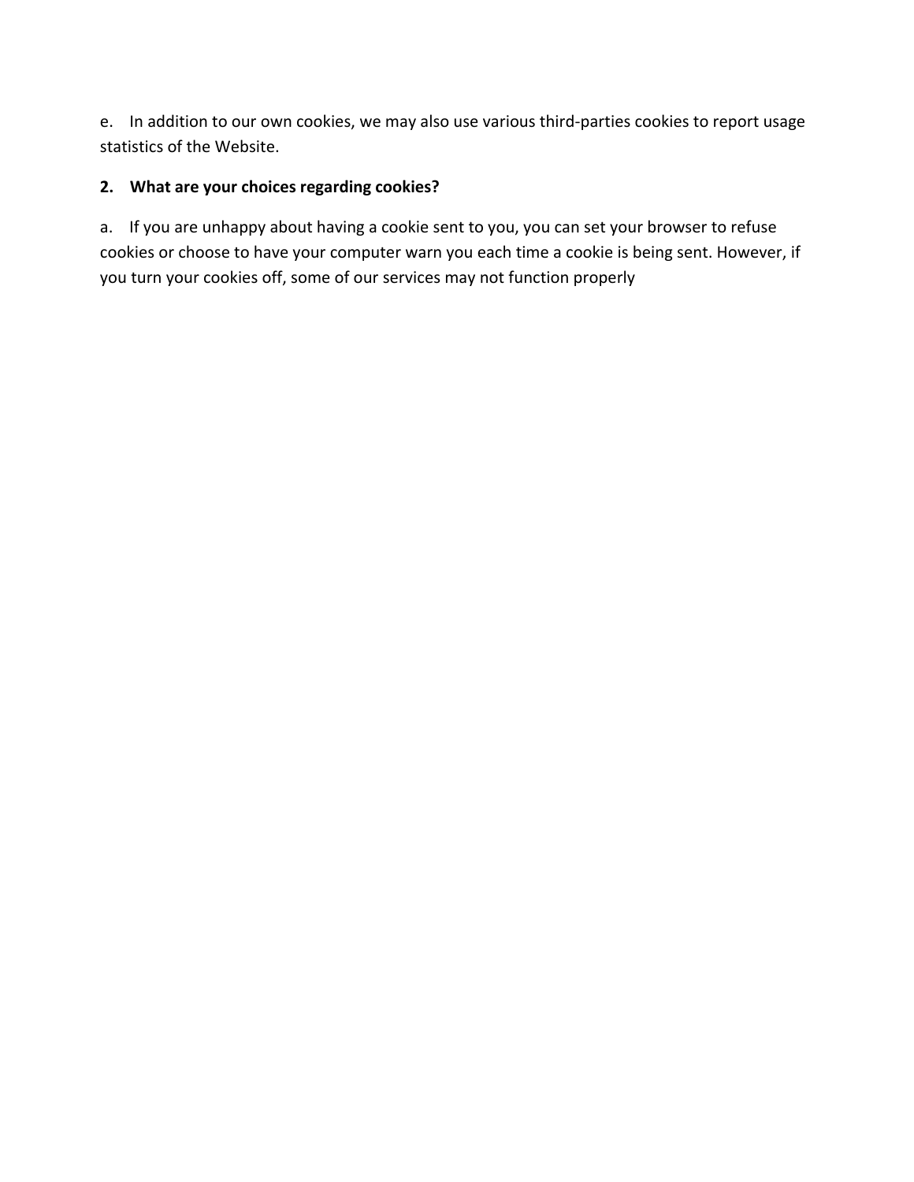e. In addition to our own cookies, we may also use various third-parties cookies to report usage statistics of the Website.

**2. What are your choices regarding cookies?**

a. If you are unhappy about having a cookie sent to you, you can set your browser to refuse cookies or choose to have your computer warn you each time a cookie is being sent. However, if you turn your cookies off, some of our services may not function properly